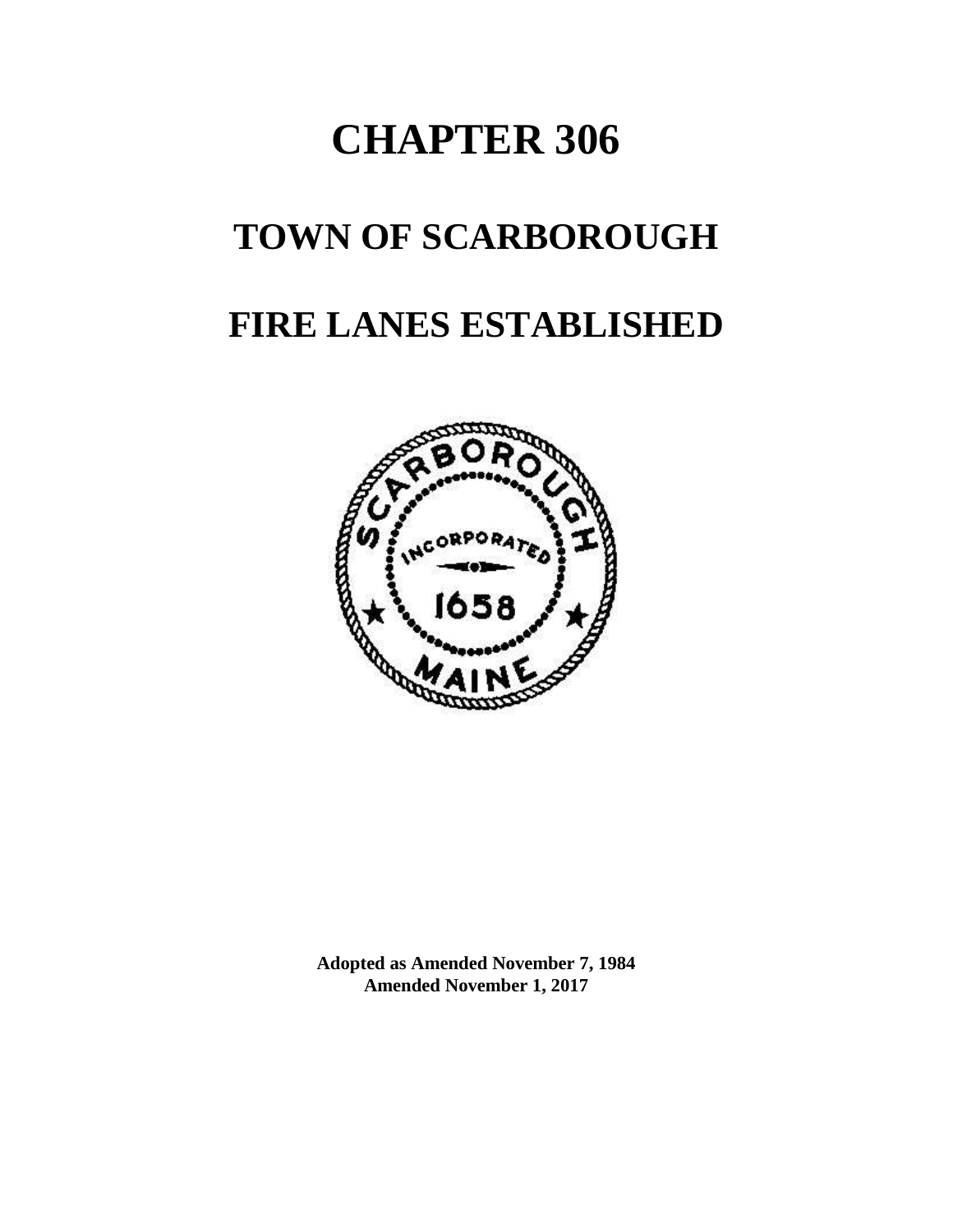# CHAPTER 306

# TOWN OF SCARBOROUGH

# FIRE LANES ESTABLISHED

**Adopted as Amended November 7, 1984**
**Amended November 1, 2017**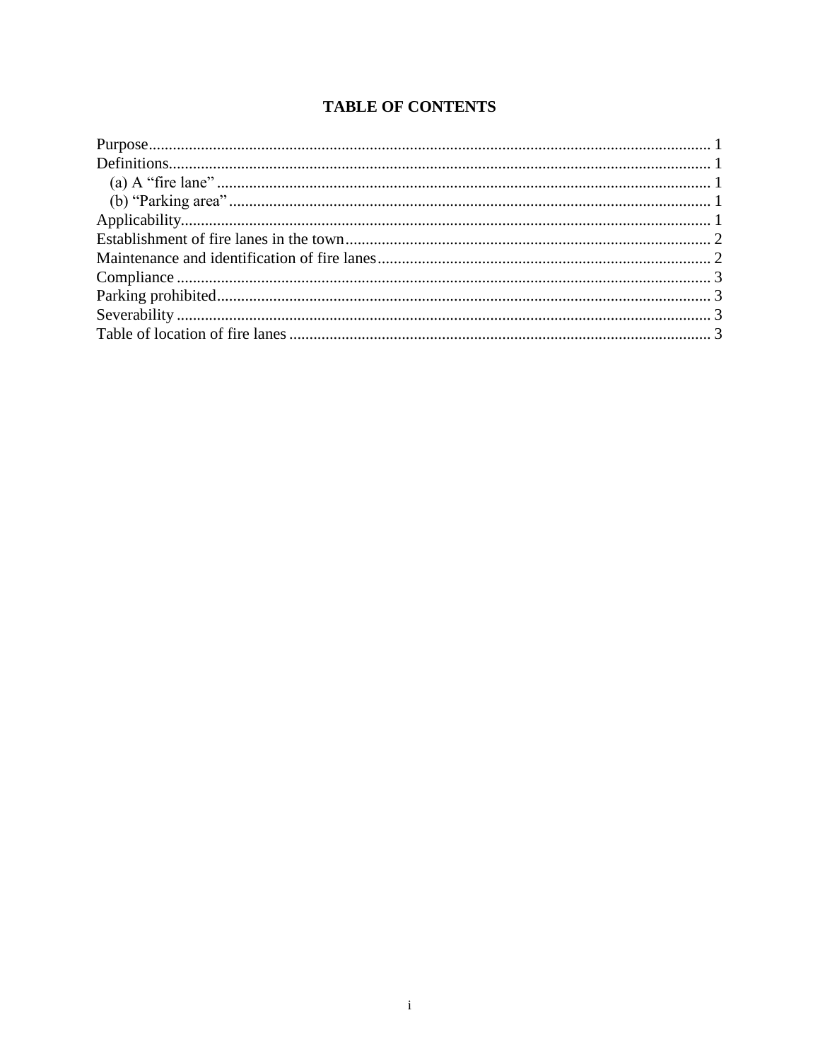# TABLE OF CONTENTS

Purpose .......... 1
Definitions .......... 1
  (a) A "fire lane" .......... 1
  (b) "Parking area" .......... 1
Applicability .......... 1
Establishment of fire lanes in the town .......... 2
Maintenance and identification of fire lanes .......... 2
Compliance .......... 3
Parking prohibited .......... 3
Severability .......... 3
Table of location of fire lanes .......... 3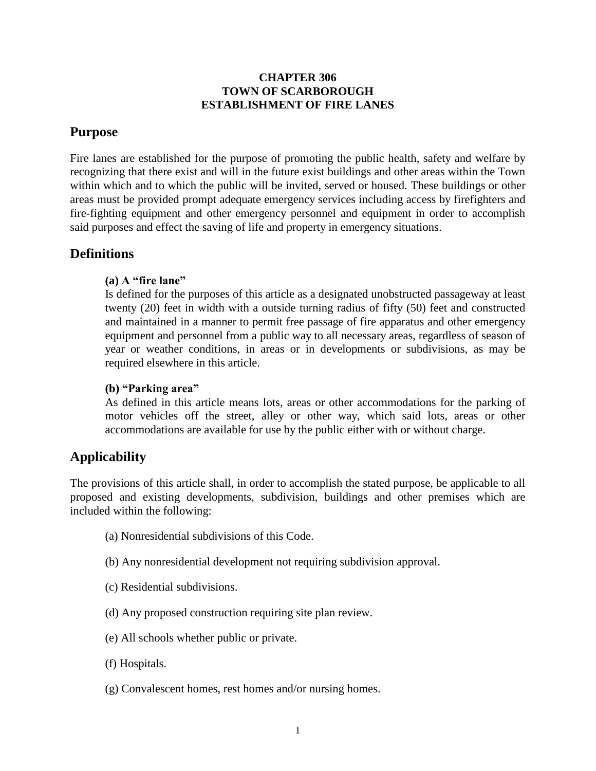**CHAPTER 306**
**TOWN OF SCARBOROUGH**
**ESTABLISHMENT OF FIRE LANES**

## Purpose

Fire lanes are established for the purpose of promoting the public health, safety and welfare by recognizing that there exist and will in the future exist buildings and other areas within the Town within which and to which the public will be invited, served or housed. These buildings or other areas must be provided prompt adequate emergency services including access by firefighters and fire-fighting equipment and other emergency personnel and equipment in order to accomplish said purposes and effect the saving of life and property in emergency situations.

## Definitions

**(a) A "fire lane"**
Is defined for the purposes of this article as a designated unobstructed passageway at least twenty (20) feet in width with a outside turning radius of fifty (50) feet and constructed and maintained in a manner to permit free passage of fire apparatus and other emergency equipment and personnel from a public way to all necessary areas, regardless of season of year or weather conditions, in areas or in developments or subdivisions, as may be required elsewhere in this article.

**(b) "Parking area"**
As defined in this article means lots, areas or other accommodations for the parking of motor vehicles off the street, alley or other way, which said lots, areas or other accommodations are available for use by the public either with or without charge.

## Applicability

The provisions of this article shall, in order to accomplish the stated purpose, be applicable to all proposed and existing developments, subdivision, buildings and other premises which are included within the following:

(a) Nonresidential subdivisions of this Code.

(b) Any nonresidential development not requiring subdivision approval.

(c) Residential subdivisions.

(d) Any proposed construction requiring site plan review.

(e) All schools whether public or private.

(f) Hospitals.

(g) Convalescent homes, rest homes and/or nursing homes.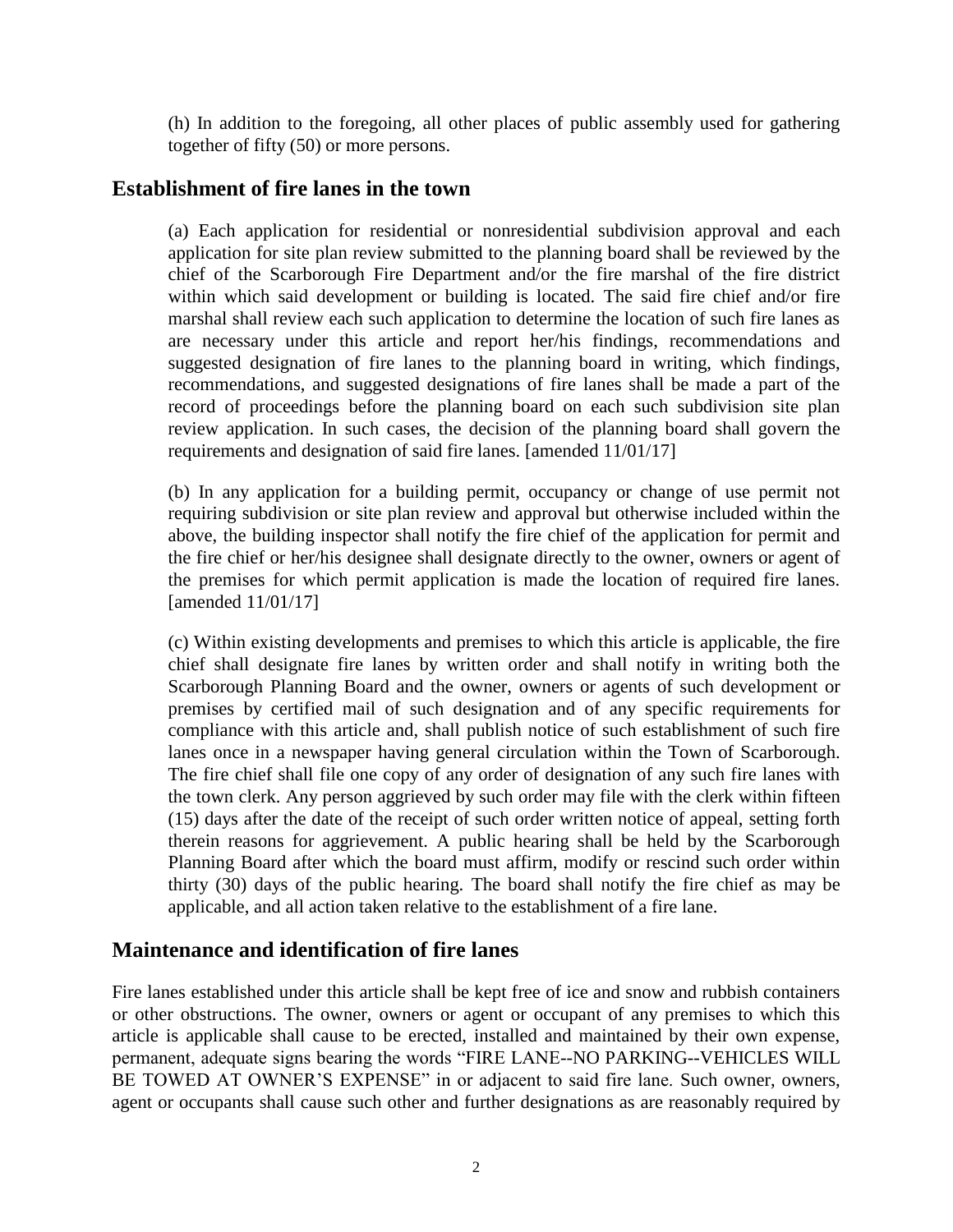(h) In addition to the foregoing, all other places of public assembly used for gathering together of fifty (50) or more persons.

## Establishment of fire lanes in the town

(a) Each application for residential or nonresidential subdivision approval and each application for site plan review submitted to the planning board shall be reviewed by the chief of the Scarborough Fire Department and/or the fire marshal of the fire district within which said development or building is located. The said fire chief and/or fire marshal shall review each such application to determine the location of such fire lanes as are necessary under this article and report her/his findings, recommendations and suggested designation of fire lanes to the planning board in writing, which findings, recommendations, and suggested designations of fire lanes shall be made a part of the record of proceedings before the planning board on each such subdivision site plan review application. In such cases, the decision of the planning board shall govern the requirements and designation of said fire lanes. [amended 11/01/17]

(b) In any application for a building permit, occupancy or change of use permit not requiring subdivision or site plan review and approval but otherwise included within the above, the building inspector shall notify the fire chief of the application for permit and the fire chief or her/his designee shall designate directly to the owner, owners or agent of the premises for which permit application is made the location of required fire lanes. [amended 11/01/17]

(c) Within existing developments and premises to which this article is applicable, the fire chief shall designate fire lanes by written order and shall notify in writing both the Scarborough Planning Board and the owner, owners or agents of such development or premises by certified mail of such designation and of any specific requirements for compliance with this article and, shall publish notice of such establishment of such fire lanes once in a newspaper having general circulation within the Town of Scarborough. The fire chief shall file one copy of any order of designation of any such fire lanes with the town clerk. Any person aggrieved by such order may file with the clerk within fifteen (15) days after the date of the receipt of such order written notice of appeal, setting forth therein reasons for aggrievement. A public hearing shall be held by the Scarborough Planning Board after which the board must affirm, modify or rescind such order within thirty (30) days of the public hearing. The board shall notify the fire chief as may be applicable, and all action taken relative to the establishment of a fire lane.

## Maintenance and identification of fire lanes

Fire lanes established under this article shall be kept free of ice and snow and rubbish containers or other obstructions. The owner, owners or agent or occupant of any premises to which this article is applicable shall cause to be erected, installed and maintained by their own expense, permanent, adequate signs bearing the words "FIRE LANE--NO PARKING--VEHICLES WILL BE TOWED AT OWNER'S EXPENSE" in or adjacent to said fire lane. Such owner, owners, agent or occupants shall cause such other and further designations as are reasonably required by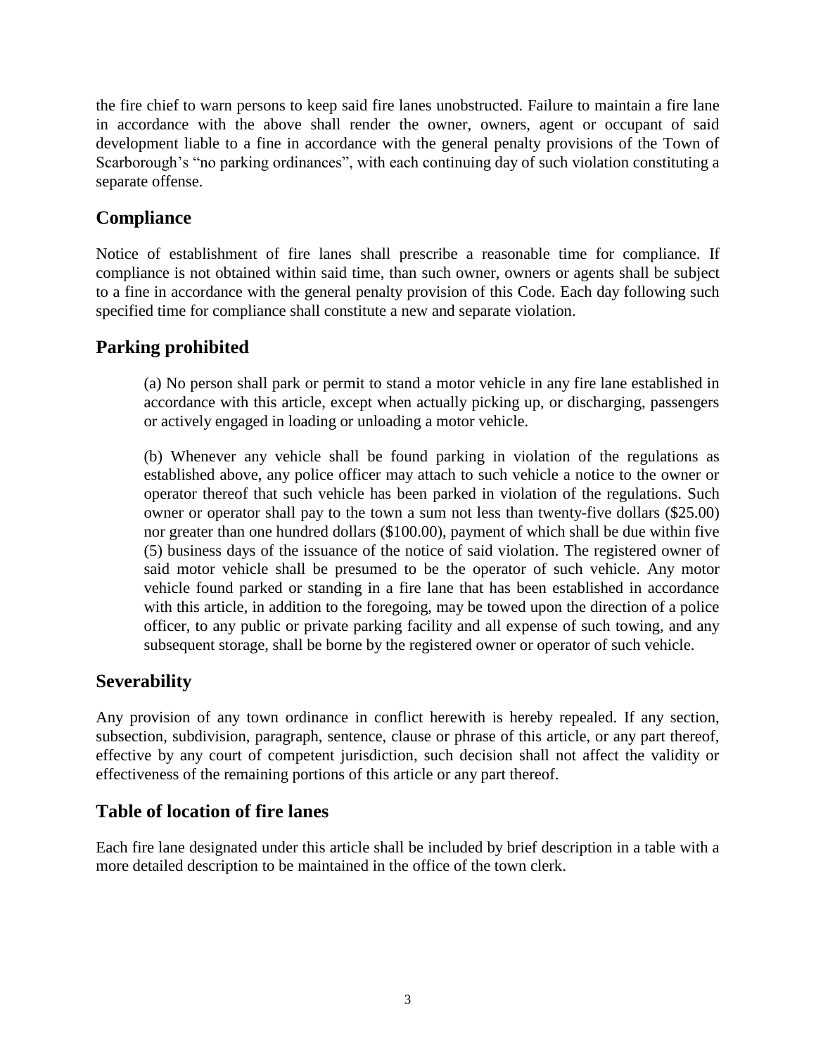the fire chief to warn persons to keep said fire lanes unobstructed. Failure to maintain a fire lane in accordance with the above shall render the owner, owners, agent or occupant of said development liable to a fine in accordance with the general penalty provisions of the Town of Scarborough's "no parking ordinances", with each continuing day of such violation constituting a separate offense.

## Compliance

Notice of establishment of fire lanes shall prescribe a reasonable time for compliance. If compliance is not obtained within said time, than such owner, owners or agents shall be subject to a fine in accordance with the general penalty provision of this Code. Each day following such specified time for compliance shall constitute a new and separate violation.

## Parking prohibited

(a) No person shall park or permit to stand a motor vehicle in any fire lane established in accordance with this article, except when actually picking up, or discharging, passengers or actively engaged in loading or unloading a motor vehicle.

(b) Whenever any vehicle shall be found parking in violation of the regulations as established above, any police officer may attach to such vehicle a notice to the owner or operator thereof that such vehicle has been parked in violation of the regulations. Such owner or operator shall pay to the town a sum not less than twenty-five dollars ($25.00) nor greater than one hundred dollars ($100.00), payment of which shall be due within five (5) business days of the issuance of the notice of said violation. The registered owner of said motor vehicle shall be presumed to be the operator of such vehicle. Any motor vehicle found parked or standing in a fire lane that has been established in accordance with this article, in addition to the foregoing, may be towed upon the direction of a police officer, to any public or private parking facility and all expense of such towing, and any subsequent storage, shall be borne by the registered owner or operator of such vehicle.

## Severability

Any provision of any town ordinance in conflict herewith is hereby repealed. If any section, subsection, subdivision, paragraph, sentence, clause or phrase of this article, or any part thereof, effective by any court of competent jurisdiction, such decision shall not affect the validity or effectiveness of the remaining portions of this article or any part thereof.

## Table of location of fire lanes

Each fire lane designated under this article shall be included by brief description in a table with a more detailed description to be maintained in the office of the town clerk.